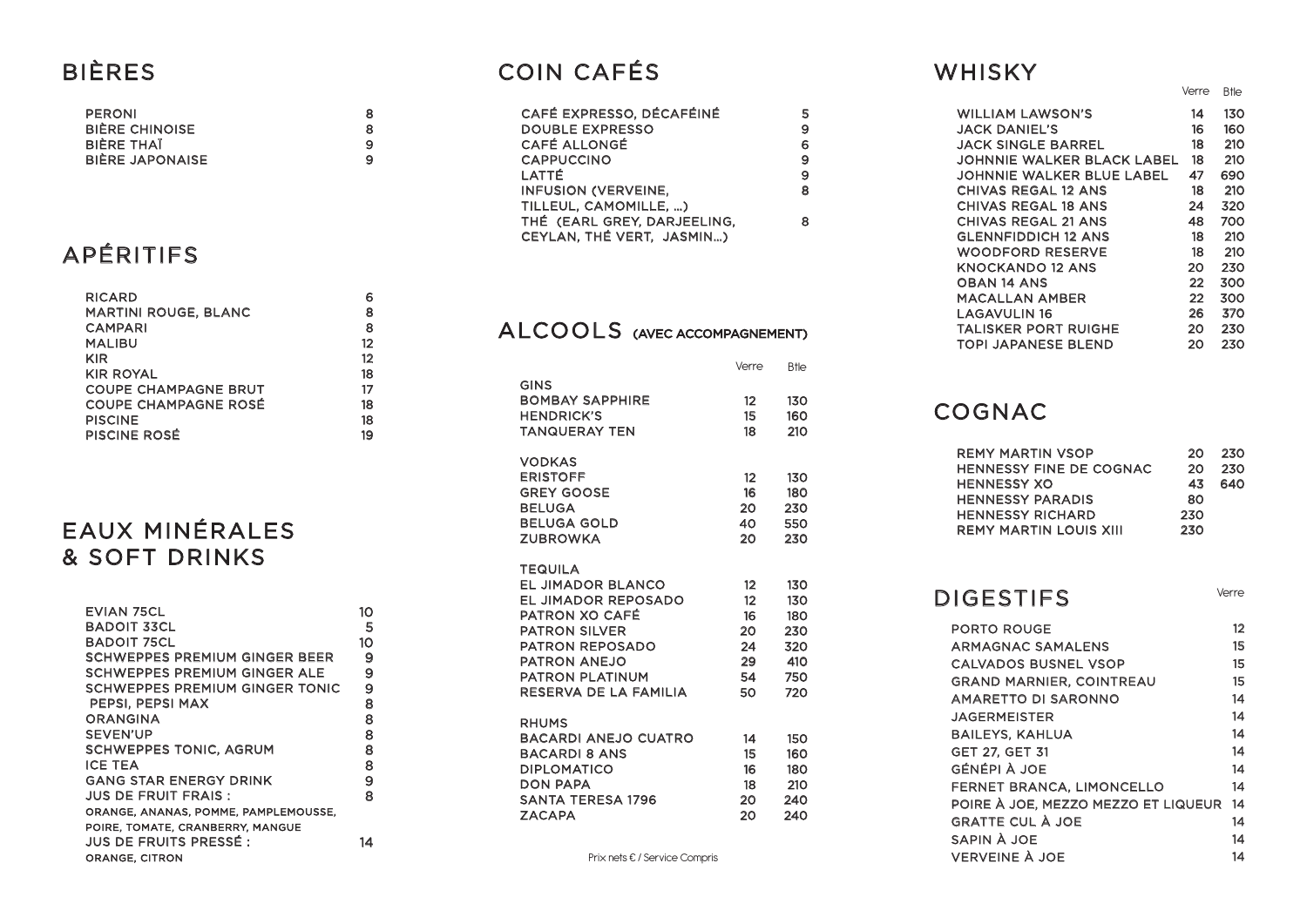## BIÈRES

| | |
|---|---|
| PERONI | 8 |
| BIÈRE CHINOISE | 8 |
| BIÈRE THAÏ | 9 |
| BIÈRE JAPONAISE | 9 |

## APÉRITIFS

| | |
|---|---|
| RICARD | 6 |
| MARTINI ROUGE, BLANC | 8 |
| CAMPARI | 8 |
| MALIBU | 12 |
| KIR | 12 |
| KIR ROYAL | 18 |
| COUPE CHAMPAGNE BRUT | 17 |
| COUPE CHAMPAGNE ROSÉ | 18 |
| PISCINE | 18 |
| PISCINE ROSÉ | 19 |

## EAUX MINÉRALES & SOFT DRINKS

| | |
|---|---|
| EVIAN 75CL | 10 |
| BADOIT 33CL | 5 |
| BADOIT 75CL | 10 |
| SCHWEPPES PREMIUM GINGER BEER | 9 |
| SCHWEPPES PREMIUM GINGER ALE | 9 |
| SCHWEPPES PREMIUM GINGER TONIC | 9 |
| PEPSI, PEPSI MAX | 8 |
| ORANGINA | 8 |
| SEVEN'UP | 8 |
| SCHWEPPES TONIC, AGRUM | 8 |
| ICE TEA | 8 |
| GANG STAR ENERGY DRINK | 9 |
| JUS DE FRUIT FRAIS : ORANGE, ANANAS, POMME, PAMPLEMOUSSE, POIRE, TOMATE, CRANBERRY, MANGUE | 8 |
| JUS DE FRUITS PRESSÉ : ORANGE, CITRON | 14 |

## COIN CAFÉS

| | |
|---|---|
| CAFÉ EXPRESSO, DÉCAFÉINÉ | 5 |
| DOUBLE EXPRESSO | 9 |
| CAFÉ ALLONGÉ | 6 |
| CAPPUCCINO | 9 |
| LATTÉ | 9 |
| INFUSION (VERVEINE, TILLEUL, CAMOMILLE, ...) | 8 |
| THÉ (EARL GREY, DARJEELING, CEYLAN, THÉ VERT, JASMIN...) | 8 |

## ALCOOLS (AVEC ACCOMPAGNEMENT)

| | Verre | Btle |
|---|---|---|
| **GINS** | | |
| BOMBAY SAPPHIRE | 12 | 130 |
| HENDRICK'S | 15 | 160 |
| TANQUERAY TEN | 18 | 210 |
| **VODKAS** | | |
| ERISTOFF | 12 | 130 |
| GREY GOOSE | 16 | 180 |
| BELUGA | 20 | 230 |
| BELUGA GOLD | 40 | 550 |
| ZUBROWKA | 20 | 230 |
| **TEQUILA** | | |
| EL JIMADOR BLANCO | 12 | 130 |
| EL JIMADOR REPOSADO | 12 | 130 |
| PATRON XO CAFÉ | 16 | 180 |
| PATRON SILVER | 20 | 230 |
| PATRON REPOSADO | 24 | 320 |
| PATRON ANEJO | 29 | 410 |
| PATRON PLATINUM | 54 | 750 |
| RESERVA DE LA FAMILIA | 50 | 720 |
| **RHUMS** | | |
| BACARDI ANEJO CUATRO | 14 | 150 |
| BACARDI 8 ANS | 15 | 160 |
| DIPLOMATICO | 16 | 180 |
| DON PAPA | 18 | 210 |
| SANTA TERESA 1796 | 20 | 240 |
| ZACAPA | 20 | 240 |

Prix nets € / Service Compris

## WHISKY

| | Verre | Btle |
|---|---|---|
| WILLIAM LAWSON'S | 14 | 130 |
| JACK DANIEL'S | 16 | 160 |
| JACK SINGLE BARREL | 18 | 210 |
| JOHNNIE WALKER BLACK LABEL | 18 | 210 |
| JOHNNIE WALKER BLUE LABEL | 47 | 690 |
| CHIVAS REGAL 12 ANS | 18 | 210 |
| CHIVAS REGAL 18 ANS | 24 | 320 |
| CHIVAS REGAL 21 ANS | 48 | 700 |
| GLENNFIDDICH 12 ANS | 18 | 210 |
| WOODFORD RESERVE | 18 | 210 |
| KNOCKANDO 12 ANS | 20 | 230 |
| OBAN 14 ANS | 22 | 300 |
| MACALLAN AMBER | 22 | 300 |
| LAGAVULIN 16 | 26 | 370 |
| TALISKER PORT RUIGHE | 20 | 230 |
| TOPI JAPANESE BLEND | 20 | 230 |

## COGNAC

| | Verre | Btle |
|---|---|---|
| REMY MARTIN VSOP | 20 | 230 |
| HENNESSY FINE DE COGNAC | 20 | 230 |
| HENNESSY XO | 43 | 640 |
| HENNESSY PARADIS | 80 | |
| HENNESSY RICHARD | 230 | |
| REMY MARTIN LOUIS XIII | 230 | |

## DIGESTIFS

| | Verre |
|---|---|
| PORTO ROUGE | 12 |
| ARMAGNAC SAMALENS | 15 |
| CALVADOS BUSNEL VSOP | 15 |
| GRAND MARNIER, COINTREAU | 15 |
| AMARETTO DI SARONNO | 14 |
| JAGERMEISTER | 14 |
| BAILEYS, KAHLUA | 14 |
| GET 27, GET 31 | 14 |
| GÉNÉPI À JOE | 14 |
| FERNET BRANCA, LIMONCELLO | 14 |
| POIRE À JOE, MEZZO MEZZO ET LIQUEUR | 14 |
| GRATTE CUL À JOE | 14 |
| SAPIN À JOE | 14 |
| VERVEINE À JOE | 14 |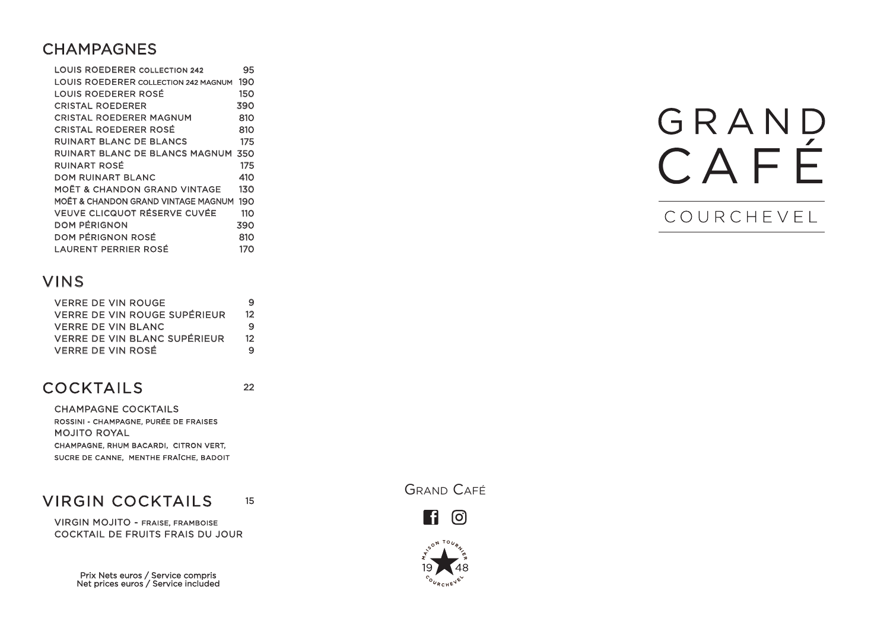## CHAMPAGNES

| | |
|---|---|
| LOUIS ROEDERER COLLECTION 242 | 95 |
| LOUIS ROEDERER COLLECTION 242 MAGNUM | 190 |
| LOUIS ROEDERER ROSÉ | 150 |
| CRISTAL ROEDERER | 390 |
| CRISTAL ROEDERER MAGNUM | 810 |
| CRISTAL ROEDERER ROSÉ | 810 |
| RUINART BLANC DE BLANCS | 175 |
| RUINART BLANC DE BLANCS MAGNUM | 350 |
| RUINART ROSÉ | 175 |
| DOM RUINART BLANC | 410 |
| MOËT & CHANDON GRAND VINTAGE | 130 |
| MOËT & CHANDON GRAND VINTAGE MAGNUM | 190 |
| VEUVE CLICQUOT RÉSERVE CUVÉE | 110 |
| DOM PÉRIGNON | 390 |
| DOM PÉRIGNON ROSÉ | 810 |
| LAURENT PERRIER ROSÉ | 170 |

## VINS

| | |
|---|---|
| VERRE DE VIN ROUGE | 9 |
| VERRE DE VIN ROUGE SUPÉRIEUR | 12 |
| VERRE DE VIN BLANC | 9 |
| VERRE DE VIN BLANC SUPÉRIEUR | 12 |
| VERRE DE VIN ROSÉ | 9 |

## COCKTAILS 22

CHAMPAGNE COCKTAILS
ROSSINI - CHAMPAGNE, PURÉE DE FRAISES
MOJITO ROYAL
CHAMPAGNE, RHUM BACARDI, CITRON VERT, SUCRE DE CANNE, MENTHE FRAÎCHE, BADOIT

## VIRGIN COCKTAILS 15

VIRGIN MOJITO - FRAISE, FRAMBOISE
COCKTAIL DE FRUITS FRAIS DU JOUR

Prix Nets euros / Service compris
Net prices euros / Service included

Grand Café

Maison Tournier 1948 Courchevel

# GRAND CAFÉ

## COURCHEVEL